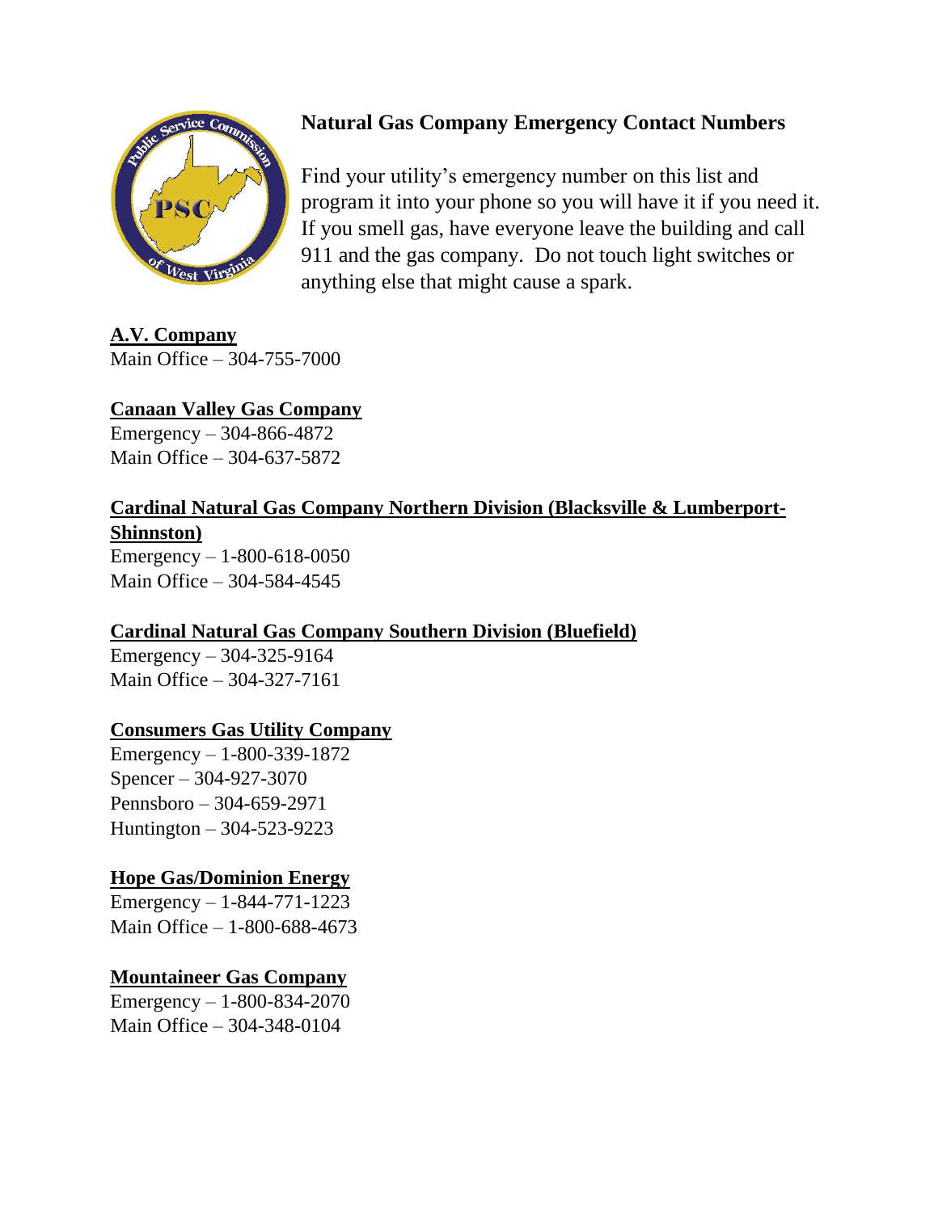# Natural Gas Company Emergency Contact Numbers

Find your utility's emergency number on this list and program it into your phone so you will have it if you need it. If you smell gas, have everyone leave the building and call 911 and the gas company. Do not touch light switches or anything else that might cause a spark.

**A.V. Company**
Main Office – 304-755-7000

**Canaan Valley Gas Company**
Emergency – 304-866-4872
Main Office – 304-637-5872

**Cardinal Natural Gas Company Northern Division (Blacksville & Lumberport-Shinnston)**
Emergency – 1-800-618-0050
Main Office – 304-584-4545

**Cardinal Natural Gas Company Southern Division (Bluefield)**
Emergency – 304-325-9164
Main Office – 304-327-7161

**Consumers Gas Utility Company**
Emergency – 1-800-339-1872
Spencer – 304-927-3070
Pennsboro – 304-659-2971
Huntington – 304-523-9223

**Hope Gas/Dominion Energy**
Emergency – 1-844-771-1223
Main Office – 1-800-688-4673

**Mountaineer Gas Company**
Emergency – 1-800-834-2070
Main Office – 304-348-0104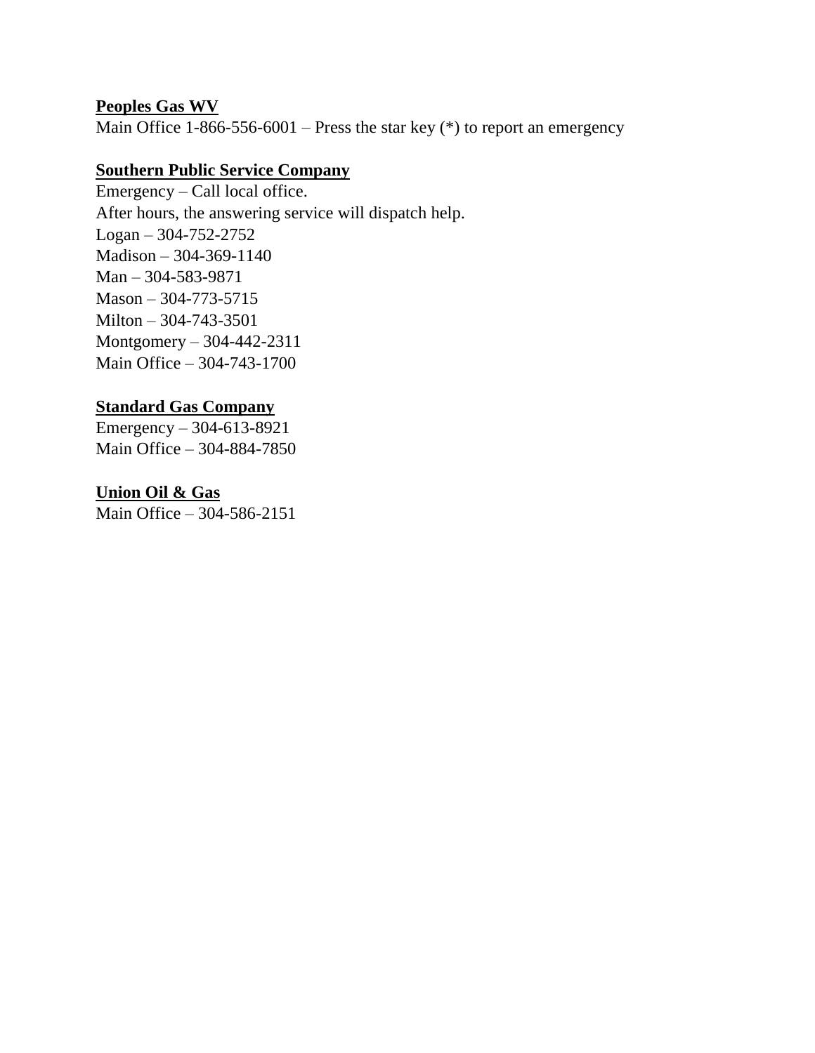**Peoples Gas WV**

Main Office 1-866-556-6001 – Press the star key (*) to report an emergency

**Southern Public Service Company**

Emergency – Call local office.
After hours, the answering service will dispatch help.
Logan – 304-752-2752
Madison – 304-369-1140
Man – 304-583-9871
Mason – 304-773-5715
Milton – 304-743-3501
Montgomery – 304-442-2311
Main Office – 304-743-1700

**Standard Gas Company**

Emergency – 304-613-8921
Main Office – 304-884-7850

**Union Oil & Gas**

Main Office – 304-586-2151